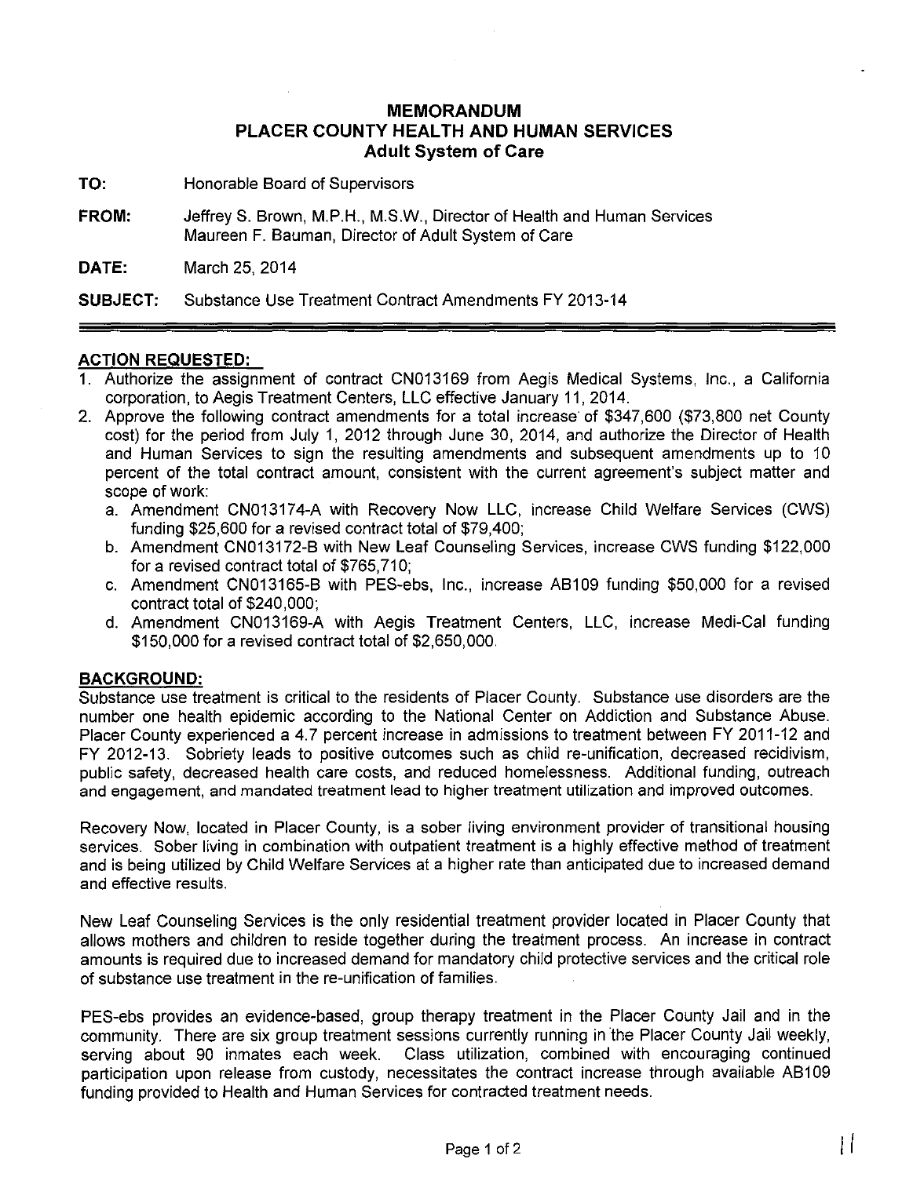# MEMORANDUM
## PLACER COUNTY HEALTH AND HUMAN SERVICES
### Adult System of Care

**TO:** Honorable Board of Supervisors

**FROM:** Jeffrey S. Brown, M.P.H., M.S.W., Director of Health and Human Services
Maureen F. Bauman, Director of Adult System of Care

**DATE:** March 25, 2014

**SUBJECT:** Substance Use Treatment Contract Amendments FY 2013-14

---

**ACTION REQUESTED:**

1. Authorize the assignment of contract CN013169 from Aegis Medical Systems, Inc., a California corporation, to Aegis Treatment Centers, LLC effective January 11, 2014.
2. Approve the following contract amendments for a total increase of $347,600 ($73,800 net County cost) for the period from July 1, 2012 through June 30, 2014, and authorize the Director of Health and Human Services to sign the resulting amendments and subsequent amendments up to 10 percent of the total contract amount, consistent with the current agreement's subject matter and scope of work:
   a. Amendment CN013174-A with Recovery Now LLC, increase Child Welfare Services (CWS) funding $25,600 for a revised contract total of $79,400;
   b. Amendment CN013172-B with New Leaf Counseling Services, increase CWS funding $122,000 for a revised contract total of $765,710;
   c. Amendment CN013165-B with PES-ebs, Inc., increase AB109 funding $50,000 for a revised contract total of $240,000;
   d. Amendment CN013169-A with Aegis Treatment Centers, LLC, increase Medi-Cal funding $150,000 for a revised contract total of $2,650,000.

**BACKGROUND:**

Substance use treatment is critical to the residents of Placer County. Substance use disorders are the number one health epidemic according to the National Center on Addiction and Substance Abuse. Placer County experienced a 4.7 percent increase in admissions to treatment between FY 2011-12 and FY 2012-13. Sobriety leads to positive outcomes such as child re-unification, decreased recidivism, public safety, decreased health care costs, and reduced homelessness. Additional funding, outreach and engagement, and mandated treatment lead to higher treatment utilization and improved outcomes.

Recovery Now, located in Placer County, is a sober living environment provider of transitional housing services. Sober living in combination with outpatient treatment is a highly effective method of treatment and is being utilized by Child Welfare Services at a higher rate than anticipated due to increased demand and effective results.

New Leaf Counseling Services is the only residential treatment provider located in Placer County that allows mothers and children to reside together during the treatment process. An increase in contract amounts is required due to increased demand for mandatory child protective services and the critical role of substance use treatment in the re-unification of families.

PES-ebs provides an evidence-based, group therapy treatment in the Placer County Jail and in the community. There are six group treatment sessions currently running in the Placer County Jail weekly, serving about 90 inmates each week. Class utilization, combined with encouraging continued participation upon release from custody, necessitates the contract increase through available AB109 funding provided to Health and Human Services for contracted treatment needs.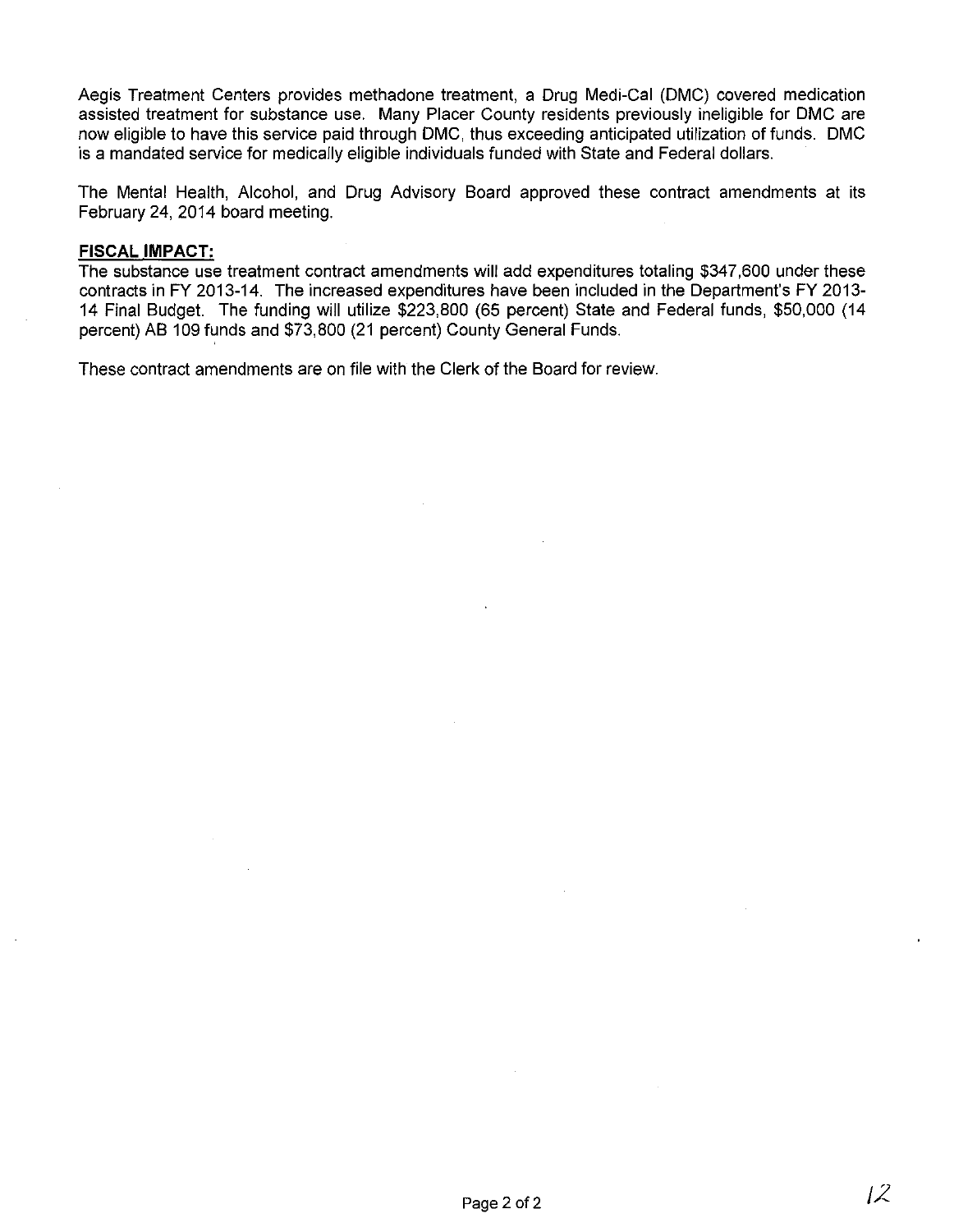Aegis Treatment Centers provides methadone treatment, a Drug Medi-Cal (DMC) covered medication assisted treatment for substance use. Many Placer County residents previously ineligible for DMC are now eligible to have this service paid through DMC, thus exceeding anticipated utilization of funds. DMC is a mandated service for medically eligible individuals funded with State and Federal dollars.

The Mental Health, Alcohol, and Drug Advisory Board approved these contract amendments at its February 24, 2014 board meeting.

**FISCAL IMPACT:**

The substance use treatment contract amendments will add expenditures totaling $347,600 under these contracts in FY 2013-14. The increased expenditures have been included in the Department's FY 2013-14 Final Budget. The funding will utilize $223,800 (65 percent) State and Federal funds, $50,000 (14 percent) AB 109 funds and $73,800 (21 percent) County General Funds.

These contract amendments are on file with the Clerk of the Board for review.